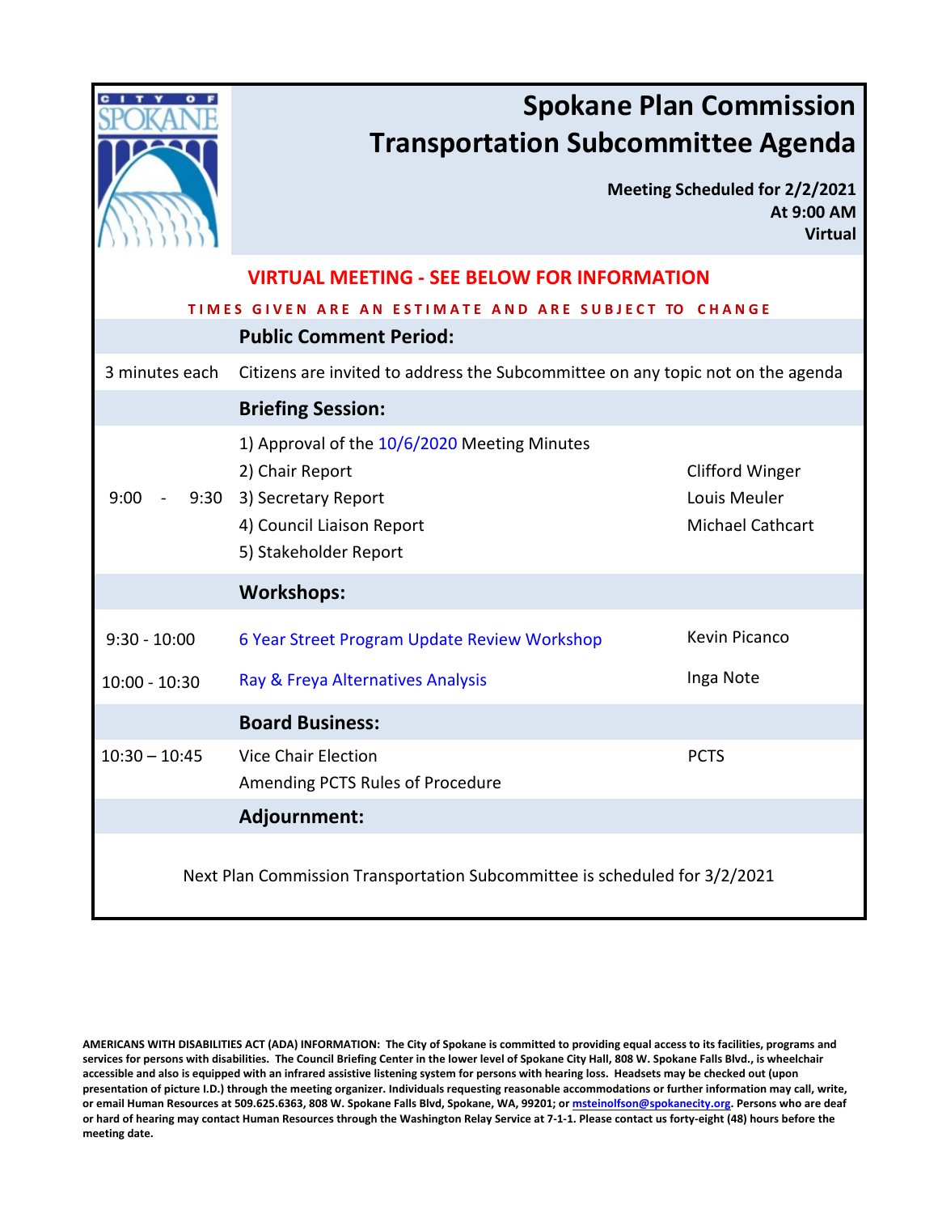# Spokane Plan Commission
# Transportation Subcommittee Agenda

**Meeting Scheduled for 2/2/2021**
**At 9:00 AM**
**Virtual**

**VIRTUAL MEETING - SEE BELOW FOR INFORMATION**

**TIMES GIVEN ARE AN ESTIMATE AND ARE SUBJECT TO CHANGE**

| | | |
|---|---|---|
| | **Public Comment Period:** | |
| 3 minutes each | Citizens are invited to address the Subcommittee on any topic not on the agenda | |
| | **Briefing Session:** | |
| 9:00 - 9:30 | 1) Approval of the 10/6/2020 Meeting Minutes | |
| | 2) Chair Report | Clifford Winger |
| | 3) Secretary Report | Louis Meuler |
| | 4) Council Liaison Report | Michael Cathcart |
| | 5) Stakeholder Report | |
| | **Workshops:** | |
| 9:30 - 10:00 | 6 Year Street Program Update Review Workshop | Kevin Picanco |
| 10:00 - 10:30 | Ray & Freya Alternatives Analysis | Inga Note |
| | **Board Business:** | |
| 10:30 – 10:45 | Vice Chair Election | PCTS |
| | Amending PCTS Rules of Procedure | |
| | **Adjournment:** | |

Next Plan Commission Transportation Subcommittee is scheduled for 3/2/2021

**AMERICANS WITH DISABILITIES ACT (ADA) INFORMATION: The City of Spokane is committed to providing equal access to its facilities, programs and services for persons with disabilities. The Council Briefing Center in the lower level of Spokane City Hall, 808 W. Spokane Falls Blvd., is wheelchair accessible and also is equipped with an infrared assistive listening system for persons with hearing loss. Headsets may be checked out (upon presentation of picture I.D.) through the meeting organizer. Individuals requesting reasonable accommodations or further information may call, write, or email Human Resources at 509.625.6363, 808 W. Spokane Falls Blvd, Spokane, WA, 99201; or msteinolfson@spokanecity.org. Persons who are deaf or hard of hearing may contact Human Resources through the Washington Relay Service at 7-1-1. Please contact us forty-eight (48) hours before the meeting date.**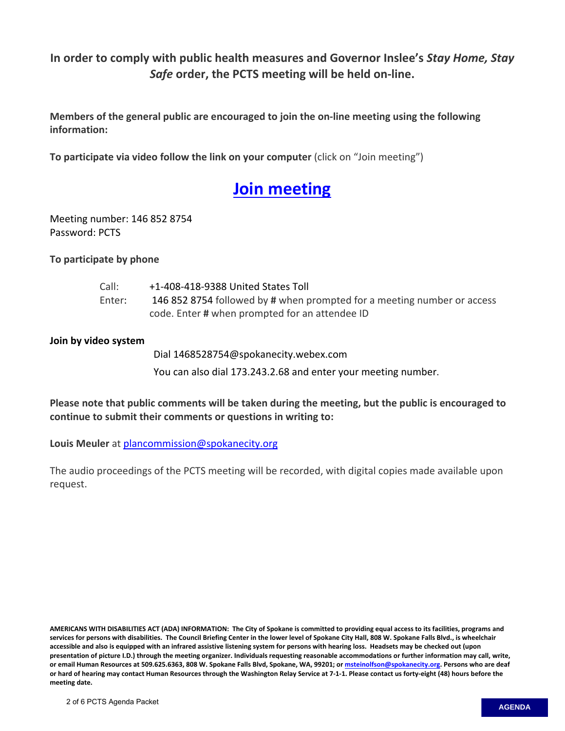**In order to comply with public health measures and Governor Inslee's *Stay Home, Stay Safe* order, the PCTS meeting will be held on-line.**

**Members of the general public are encouraged to join the on-line meeting using the following information:**

**To participate via video follow the link on your computer** (click on "Join meeting")

## [Join meeting]

Meeting number: 146 852 8754
Password: PCTS

**To participate by phone**

Call: +1-408-418-9388 United States Toll
Enter: 146 852 8754 followed by **#** when prompted for a meeting number or access code. Enter **#** when prompted for an attendee ID

**Join by video system**

Dial 1468528754@spokanecity.webex.com

You can also dial 173.243.2.68 and enter your meeting number.

**Please note that public comments will be taken during the meeting, but the public is encouraged to continue to submit their comments or questions in writing to:**

**Louis Meuler** at plancommission@spokanecity.org

The audio proceedings of the PCTS meeting will be recorded, with digital copies made available upon request.

**AMERICANS WITH DISABILITIES ACT (ADA) INFORMATION: The City of Spokane is committed to providing equal access to its facilities, programs and services for persons with disabilities. The Council Briefing Center in the lower level of Spokane City Hall, 808 W. Spokane Falls Blvd., is wheelchair accessible and also is equipped with an infrared assistive listening system for persons with hearing loss. Headsets may be checked out (upon presentation of picture I.D.) through the meeting organizer. Individuals requesting reasonable accommodations or further information may call, write, or email Human Resources at 509.625.6363, 808 W. Spokane Falls Blvd, Spokane, WA, 99201; or msteinolfson@spokanecity.org. Persons who are deaf or hard of hearing may contact Human Resources through the Washington Relay Service at 7-1-1. Please contact us forty-eight (48) hours before the meeting date.**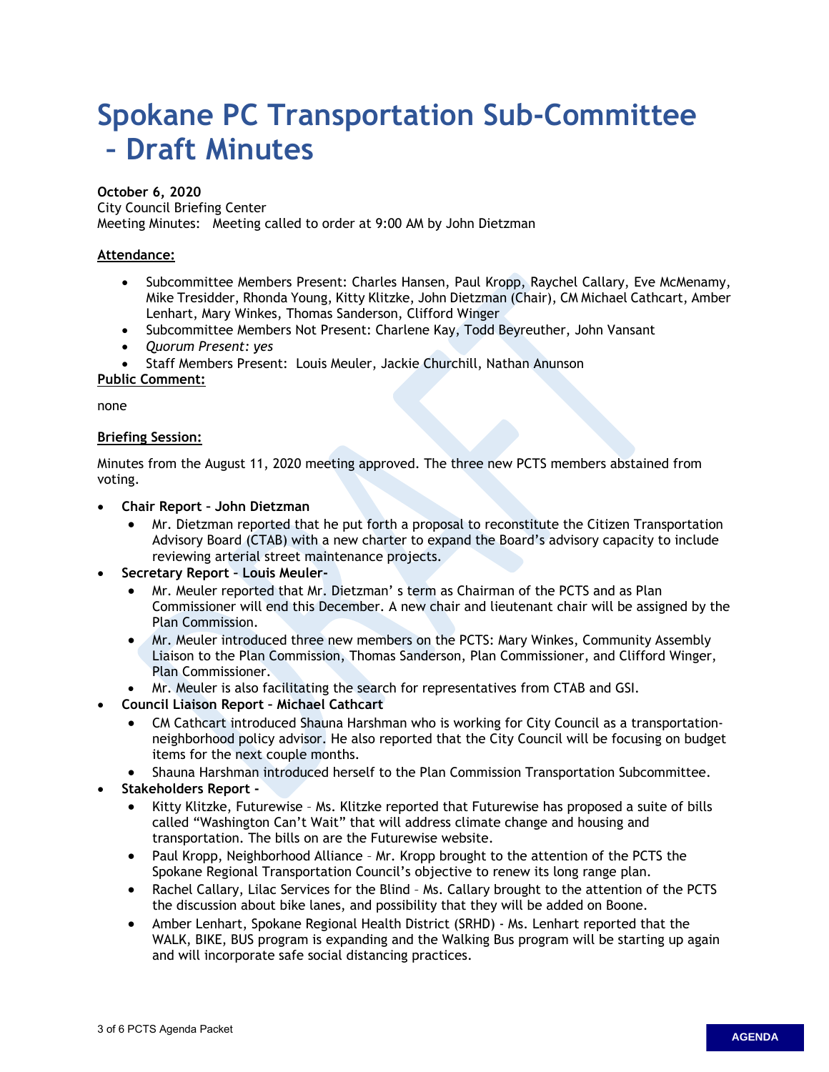# Spokane PC Transportation Sub-Committee – Draft Minutes

**October 6, 2020**
City Council Briefing Center
Meeting Minutes: Meeting called to order at 9:00 AM by John Dietzman

**Attendance:**

- Subcommittee Members Present: Charles Hansen, Paul Kropp, Raychel Callary, Eve McMenamy, Mike Tresidder, Rhonda Young, Kitty Klitzke, John Dietzman (Chair), CM Michael Cathcart, Amber Lenhart, Mary Winkes, Thomas Sanderson, Clifford Winger
- Subcommittee Members Not Present: Charlene Kay, Todd Beyreuther, John Vansant
- *Quorum Present: yes*
- Staff Members Present: Louis Meuler, Jackie Churchill, Nathan Anunson

**Public Comment:**

none

**Briefing Session:**

Minutes from the August 11, 2020 meeting approved. The three new PCTS members abstained from voting.

- **Chair Report – John Dietzman**
  - Mr. Dietzman reported that he put forth a proposal to reconstitute the Citizen Transportation Advisory Board (CTAB) with a new charter to expand the Board's advisory capacity to include reviewing arterial street maintenance projects.
- **Secretary Report – Louis Meuler-**
  - Mr. Meuler reported that Mr. Dietzman' s term as Chairman of the PCTS and as Plan Commissioner will end this December. A new chair and lieutenant chair will be assigned by the Plan Commission.
  - Mr. Meuler introduced three new members on the PCTS: Mary Winkes, Community Assembly Liaison to the Plan Commission, Thomas Sanderson, Plan Commissioner, and Clifford Winger, Plan Commissioner.
  - Mr. Meuler is also facilitating the search for representatives from CTAB and GSI.
- **Council Liaison Report – Michael Cathcart**
  - CM Cathcart introduced Shauna Harshman who is working for City Council as a transportation-neighborhood policy advisor. He also reported that the City Council will be focusing on budget items for the next couple months.
  - Shauna Harshman introduced herself to the Plan Commission Transportation Subcommittee.
- **Stakeholders Report -**
  - Kitty Klitzke, Futurewise – Ms. Klitzke reported that Futurewise has proposed a suite of bills called "Washington Can't Wait" that will address climate change and housing and transportation. The bills on are the Futurewise website.
  - Paul Kropp, Neighborhood Alliance – Mr. Kropp brought to the attention of the PCTS the Spokane Regional Transportation Council's objective to renew its long range plan.
  - Rachel Callary, Lilac Services for the Blind – Ms. Callary brought to the attention of the PCTS the discussion about bike lanes, and possibility that they will be added on Boone.
  - Amber Lenhart, Spokane Regional Health District (SRHD) - Ms. Lenhart reported that the WALK, BIKE, BUS program is expanding and the Walking Bus program will be starting up again and will incorporate safe social distancing practices.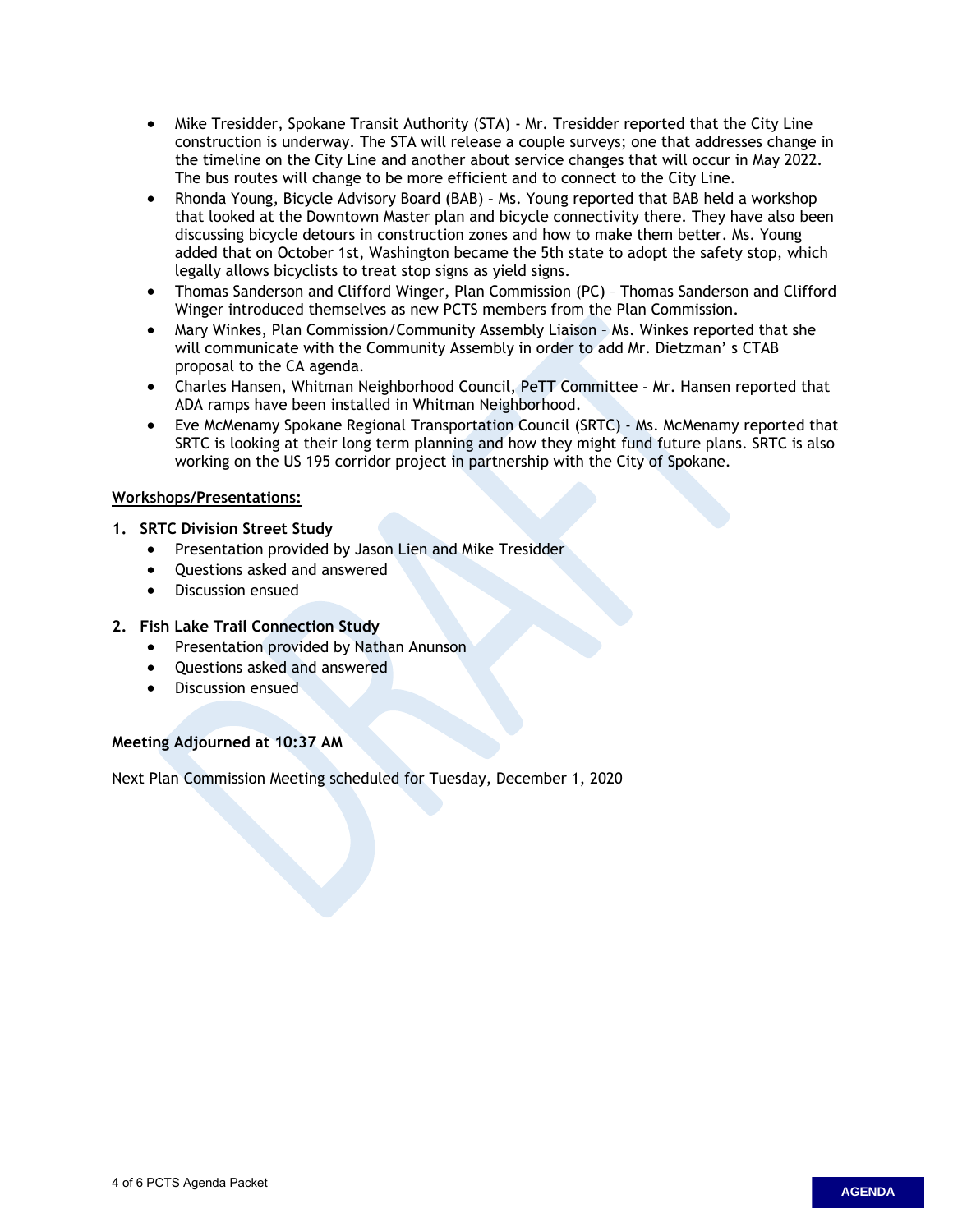- Mike Tresidder, Spokane Transit Authority (STA) - Mr. Tresidder reported that the City Line construction is underway. The STA will release a couple surveys; one that addresses change in the timeline on the City Line and another about service changes that will occur in May 2022. The bus routes will change to be more efficient and to connect to the City Line.
- Rhonda Young, Bicycle Advisory Board (BAB) – Ms. Young reported that BAB held a workshop that looked at the Downtown Master plan and bicycle connectivity there. They have also been discussing bicycle detours in construction zones and how to make them better. Ms. Young added that on October 1st, Washington became the 5th state to adopt the safety stop, which legally allows bicyclists to treat stop signs as yield signs.
- Thomas Sanderson and Clifford Winger, Plan Commission (PC) – Thomas Sanderson and Clifford Winger introduced themselves as new PCTS members from the Plan Commission.
- Mary Winkes, Plan Commission/Community Assembly Liaison – Ms. Winkes reported that she will communicate with the Community Assembly in order to add Mr. Dietzman' s CTAB proposal to the CA agenda.
- Charles Hansen, Whitman Neighborhood Council, PeTT Committee – Mr. Hansen reported that ADA ramps have been installed in Whitman Neighborhood.
- Eve McMenamy Spokane Regional Transportation Council (SRTC) - Ms. McMenamy reported that SRTC is looking at their long term planning and how they might fund future plans. SRTC is also working on the US 195 corridor project in partnership with the City of Spokane.

**Workshops/Presentations:**

1. **SRTC Division Street Study**
   - Presentation provided by Jason Lien and Mike Tresidder
   - Questions asked and answered
   - Discussion ensued

2. **Fish Lake Trail Connection Study**
   - Presentation provided by Nathan Anunson
   - Questions asked and answered
   - Discussion ensued

**Meeting Adjourned at 10:37 AM**

Next Plan Commission Meeting scheduled for Tuesday, December 1, 2020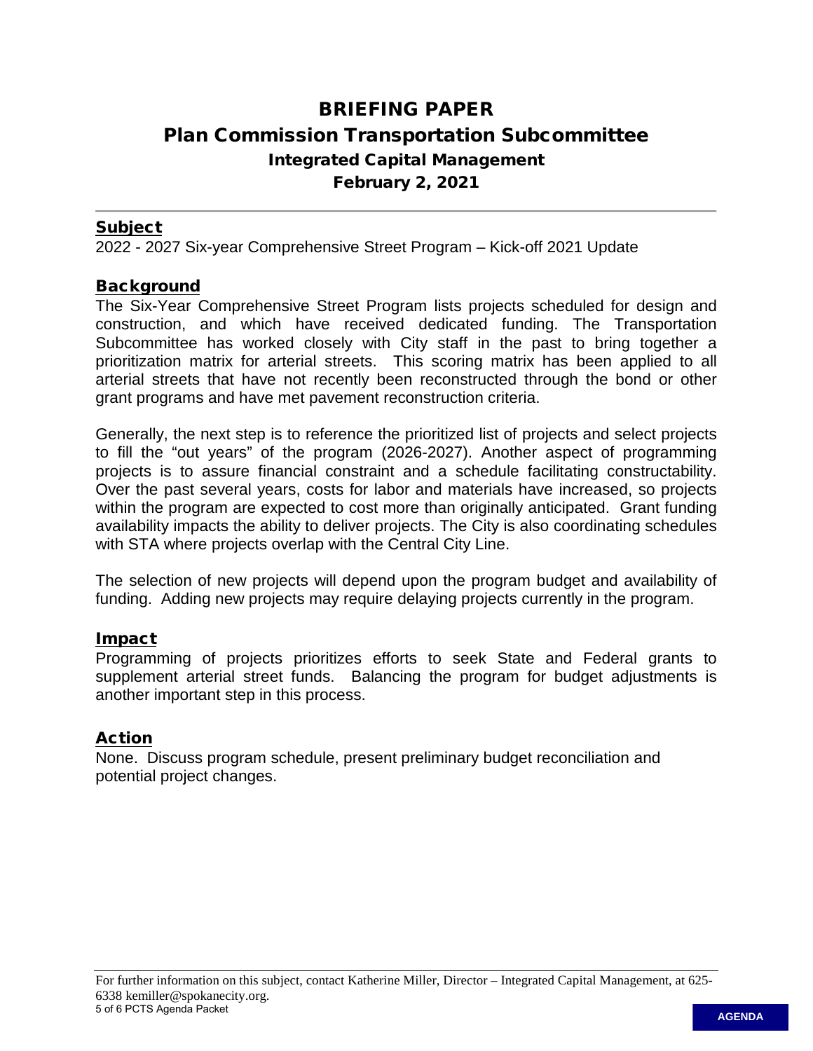# BRIEFING PAPER

## Plan Commission Transportation Subcommittee

### Integrated Capital Management

### February 2, 2021

---

**Subject**

2022 - 2027 Six-year Comprehensive Street Program – Kick-off 2021 Update

**Background**

The Six-Year Comprehensive Street Program lists projects scheduled for design and construction, and which have received dedicated funding. The Transportation Subcommittee has worked closely with City staff in the past to bring together a prioritization matrix for arterial streets. This scoring matrix has been applied to all arterial streets that have not recently been reconstructed through the bond or other grant programs and have met pavement reconstruction criteria.

Generally, the next step is to reference the prioritized list of projects and select projects to fill the "out years" of the program (2026-2027). Another aspect of programming projects is to assure financial constraint and a schedule facilitating constructability. Over the past several years, costs for labor and materials have increased, so projects within the program are expected to cost more than originally anticipated. Grant funding availability impacts the ability to deliver projects. The City is also coordinating schedules with STA where projects overlap with the Central City Line.

The selection of new projects will depend upon the program budget and availability of funding. Adding new projects may require delaying projects currently in the program.

**Impact**

Programming of projects prioritizes efforts to seek State and Federal grants to supplement arterial street funds. Balancing the program for budget adjustments is another important step in this process.

**Action**

None. Discuss program schedule, present preliminary budget reconciliation and potential project changes.

For further information on this subject, contact Katherine Miller, Director – Integrated Capital Management, at 625-6338 kemiller@spokanecity.org.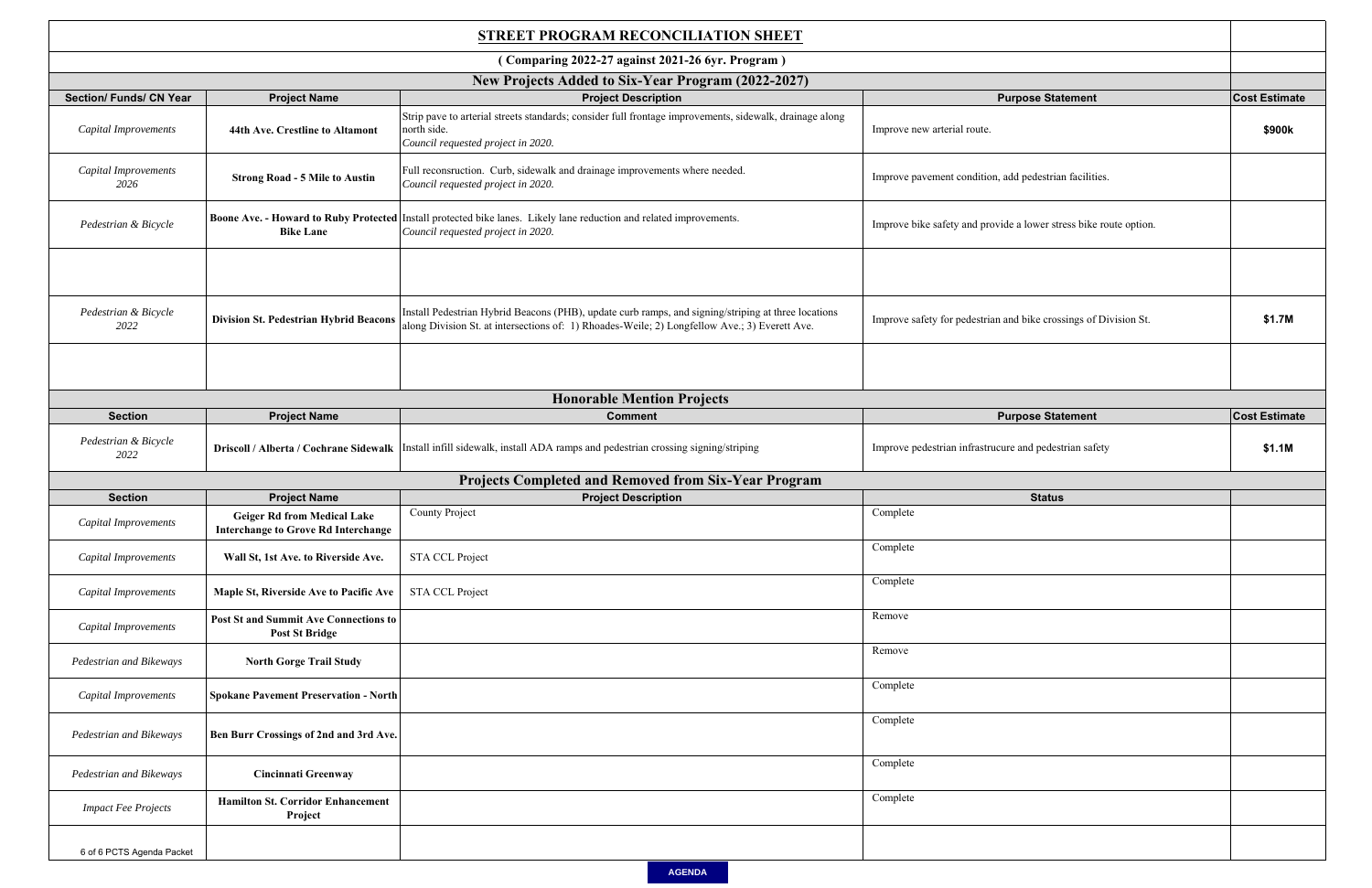# STREET PROGRAM RECONCILIATION SHEET

**( Comparing 2022-27 against 2021-26 6yr. Program )**

## New Projects Added to Six-Year Program (2022-2027)

| Section/ Funds/ CN Year | Project Name | Project Description | Purpose Statement | Cost Estimate |
|---|---|---|---|---|
| *Capital Improvements* | **44th Ave. Crestline to Altamont** | Strip pave to arterial streets standards; consider full frontage improvements, sidewalk, drainage along north side. *Council requested project in 2020.* | Improve new arterial route. | **$900k** |
| *Capital Improvements 2026* | **Strong Road - 5 Mile to Austin** | Full reconsruction. Curb, sidewalk and drainage improvements where needed. *Council requested project in 2020.* | Improve pavement condition, add pedestrian facilities. | |
| *Pedestrian & Bicycle* | **Boone Ave. - Howard to Ruby Protected Bike Lane** | Install protected bike lanes. Likely lane reduction and related improvements. *Council requested project in 2020.* | Improve bike safety and provide a lower stress bike route option. | |
| | | | | |
| *Pedestrian & Bicycle 2022* | **Division St. Pedestrian Hybrid Beacons** | Install Pedestrian Hybrid Beacons (PHB), update curb ramps, and signing/striping at three locations along Division St. at intersections of: 1) Rhoades-Weile; 2) Longfellow Ave.; 3) Everett Ave. | Improve safety for pedestrian and bike crossings of Division St. | **$1.7M** |
| | | | | |

## Honorable Mention Projects

| Section | Project Name | Comment | Purpose Statement | Cost Estimate |
|---|---|---|---|---|
| *Pedestrian & Bicycle 2022* | **Driscoll / Alberta / Cochrane Sidewalk** | Install infill sidewalk, install ADA ramps and pedestrian crossing signing/striping | Improve pedestrian infrastrucure and pedestrian safety | **$1.1M** |

## Projects Completed and Removed from Six-Year Program

| Section | Project Name | Project Description | Status | |
|---|---|---|---|---|
| *Capital Improvements* | **Geiger Rd from Medical Lake Interchange to Grove Rd Interchange** | County Project | Complete | |
| *Capital Improvements* | **Wall St, 1st Ave. to Riverside Ave.** | STA CCL Project | Complete | |
| *Capital Improvements* | **Maple St, Riverside Ave to Pacific Ave** | STA CCL Project | Complete | |
| *Capital Improvements* | **Post St and Summit Ave Connections to Post St Bridge** | | Remove | |
| *Pedestrian and Bikeways* | **North Gorge Trail Study** | | Remove | |
| *Capital Improvements* | **Spokane Pavement Preservation - North** | | Complete | |
| *Pedestrian and Bikeways* | **Ben Burr Crossings of 2nd and 3rd Ave.** | | Complete | |
| *Pedestrian and Bikeways* | **Cincinnati Greenway** | | Complete | |
| *Impact Fee Projects* | **Hamilton St. Corridor Enhancement Project** | | Complete | |
| | | | | |